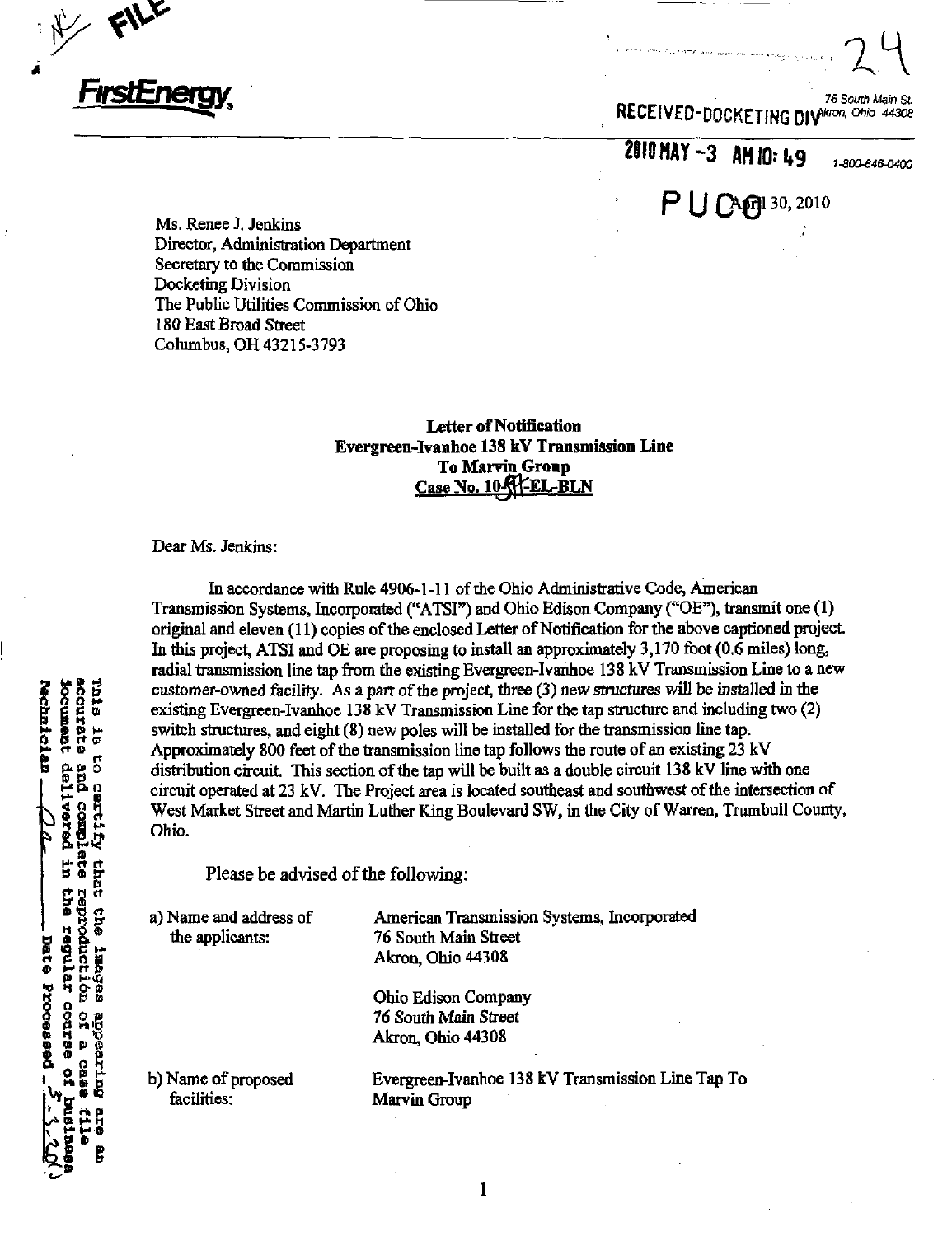FirstEnergy

76 South Main St.
Akron, Ohio 44308
1-800-646-0400

RECEIVED-DOCKETING DIV

2010 MAY -3 AM 10: 49

PUCO

April 30, 2010

Ms. Renee J. Jenkins
Director, Administration Department
Secretary to the Commission
Docketing Division
The Public Utilities Commission of Ohio
180 East Broad Street
Columbus, OH 43215-3793

**Letter of Notification**
**Evergreen-Ivanhoe 138 kV Transmission Line**
**To Marvin Group**
**Case No. 10-&#8203;_-EL-BLN**

Dear Ms. Jenkins:

In accordance with Rule 4906-1-11 of the Ohio Administrative Code, American Transmission Systems, Incorporated ("ATSI") and Ohio Edison Company ("OE"), transmit one (1) original and eleven (11) copies of the enclosed Letter of Notification for the above captioned project. In this project, ATSI and OE are proposing to install an approximately 3,170 foot (0.6 miles) long, radial transmission line tap from the existing Evergreen-Ivanhoe 138 kV Transmission Line to a new customer-owned facility. As a part of the project, three (3) new structures will be installed in the existing Evergreen-Ivanhoe 138 kV Transmission Line for the tap structure and including two (2) switch structures, and eight (8) new poles will be installed for the transmission line tap. Approximately 800 feet of the transmission line tap follows the route of an existing 23 kV distribution circuit. This section of the tap will be built as a double circuit 138 kV line with one circuit operated at 23 kV. The Project area is located southeast and southwest of the intersection of West Market Street and Martin Luther King Boulevard SW, in the City of Warren, Trumbull County, Ohio.

Please be advised of the following:

a) Name and address of the applicants:

American Transmission Systems, Incorporated
76 South Main Street
Akron, Ohio 44308

Ohio Edison Company
76 South Main Street
Akron, Ohio 44308

b) Name of proposed facilities:

Evergreen-Ivanhoe 138 kV Transmission Line Tap To Marvin Group

This is to certify that the images appearing are an accurate and complete reproduction of a case file document delivered in the regular course of business. Technician ____ Date Processed 5-3-2010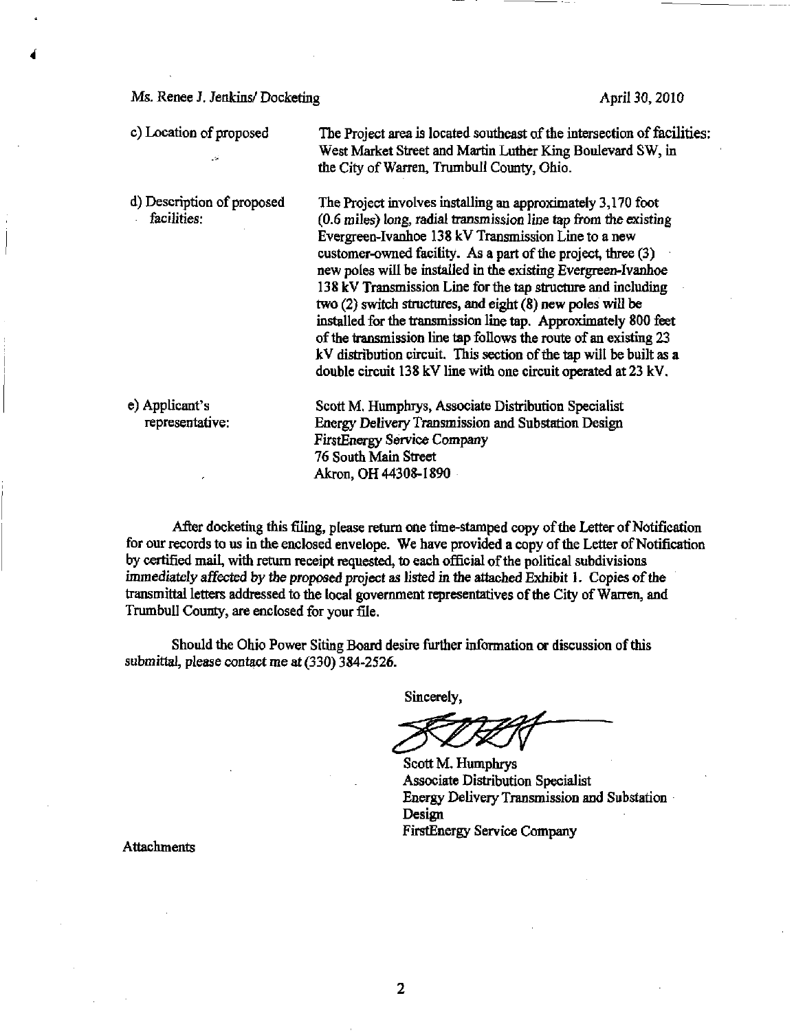Ms. Renee J. Jenkins/ Docketing April 30, 2010

| | |
|---|---|
| c) Location of proposed facilities: | The Project area is located southeast of the intersection of West Market Street and Martin Luther King Boulevard SW, in the City of Warren, Trumbull County, Ohio. |
| d) Description of proposed facilities: | The Project involves installing an approximately 3,170 foot (0.6 miles) long, radial transmission line tap from the existing Evergreen-Ivanhoe 138 kV Transmission Line to a new customer-owned facility. As a part of the project, three (3) new poles will be installed in the existing Evergreen-Ivanhoe 138 kV Transmission Line for the tap structure and including two (2) switch structures, and eight (8) new poles will be installed for the transmission line tap. Approximately 800 feet of the transmission line tap follows the route of an existing 23 kV distribution circuit. This section of the tap will be built as a double circuit 138 kV line with one circuit operated at 23 kV. |
| e) Applicant's representative: | Scott M. Humphrys, Associate Distribution Specialist<br>Energy Delivery Transmission and Substation Design<br>FirstEnergy Service Company<br>76 South Main Street<br>Akron, OH 44308-1890 |

After docketing this filing, please return one time-stamped copy of the Letter of Notification for our records to us in the enclosed envelope. We have provided a copy of the Letter of Notification by certified mail, with return receipt requested, to each official of the political subdivisions *immediately affected by the proposed project* as listed in the attached Exhibit 1. Copies of the transmittal letters addressed to the local government representatives of the City of Warren, and Trumbull County, are enclosed for your file.

Should the Ohio Power Siting Board desire further information or discussion of this submittal, please contact me at (330) 384-2526.

Sincerely,

Scott M. Humphrys
Associate Distribution Specialist
Energy Delivery Transmission and Substation Design
FirstEnergy Service Company

Attachments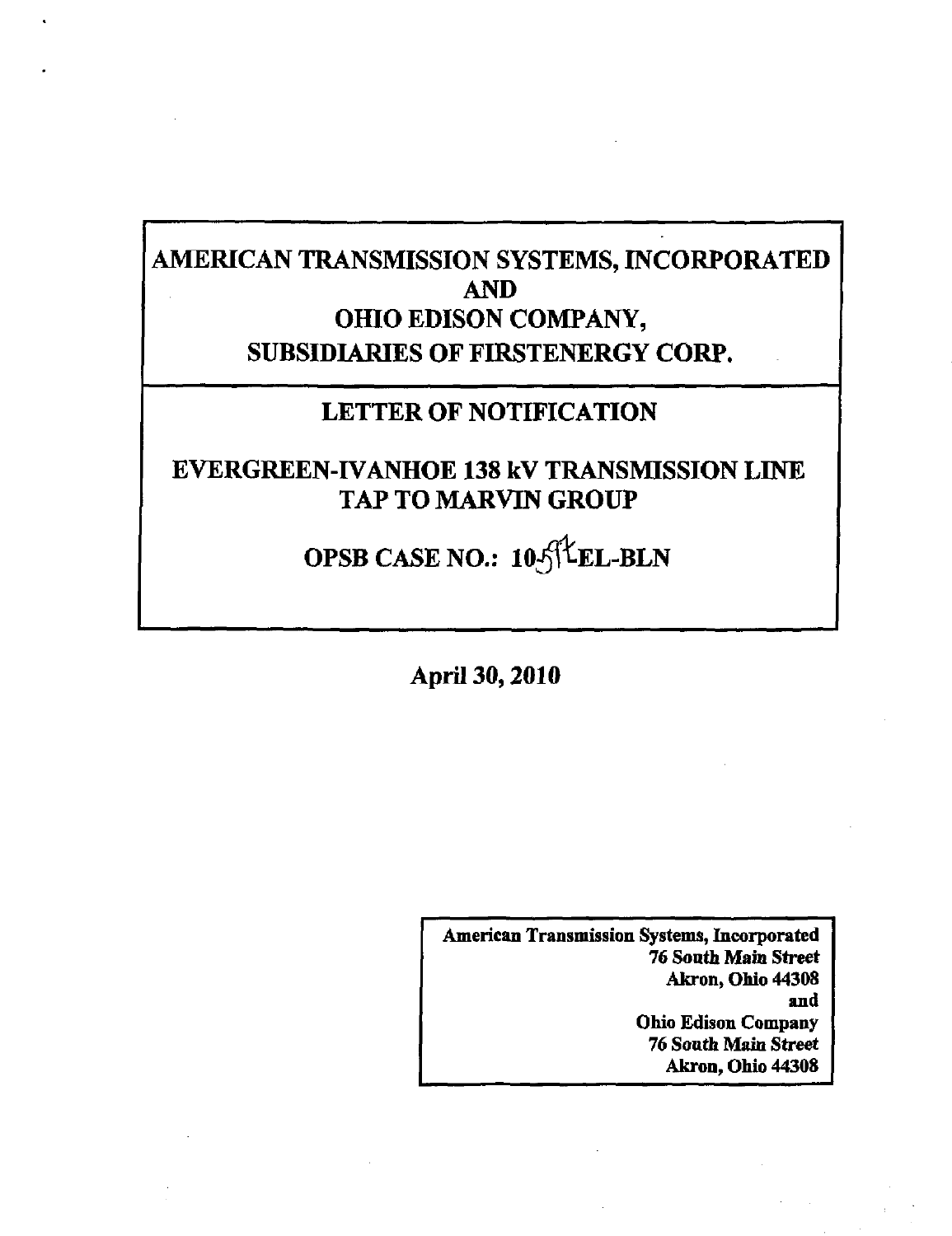# AMERICAN TRANSMISSION SYSTEMS, INCORPORATED AND OHIO EDISON COMPANY, SUBSIDIARIES OF FIRSTENERGY CORP.

## LETTER OF NOTIFICATION

## EVERGREEN-IVANHOE 138 kV TRANSMISSION LINE TAP TO MARVIN GROUP

## OPSB CASE NO.: 10-574-EL-BLN

**April 30, 2010**

**American Transmission Systems, Incorporated**
**76 South Main Street**
**Akron, Ohio 44308**
**and**
**Ohio Edison Company**
**76 South Main Street**
**Akron, Ohio 44308**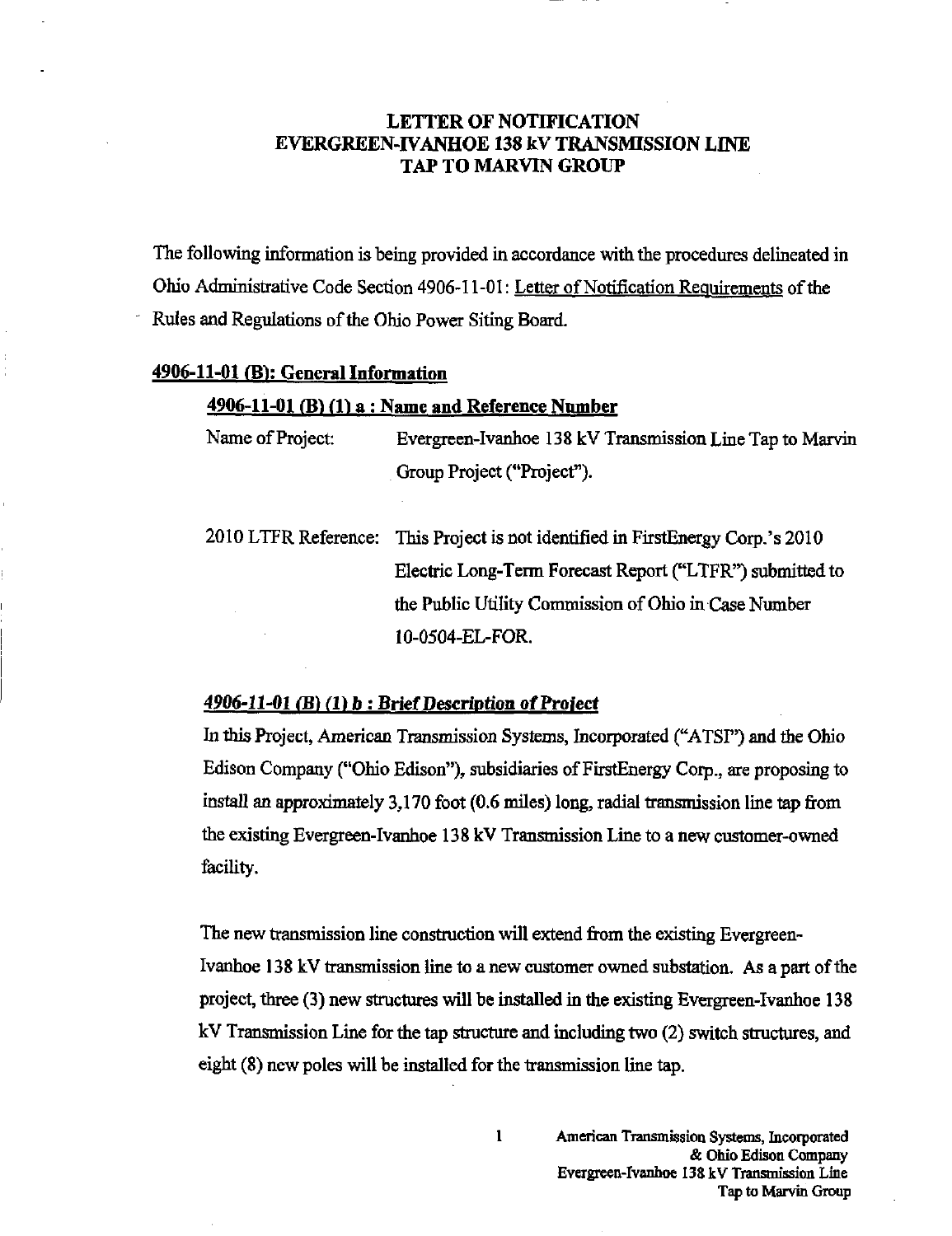# LETTER OF NOTIFICATION
# EVERGREEN-IVANHOE 138 kV TRANSMISSION LINE
# TAP TO MARVIN GROUP

The following information is being provided in accordance with the procedures delineated in Ohio Administrative Code Section 4906-11-01: Letter of Notification Requirements of the Rules and Regulations of the Ohio Power Siting Board.

## 4906-11-01 (B): General Information

### 4906-11-01 (B) (1) a : Name and Reference Number

Name of Project: Evergreen-Ivanhoe 138 kV Transmission Line Tap to Marvin Group Project ("Project").

2010 LTFR Reference: This Project is not identified in FirstEnergy Corp.'s 2010 Electric Long-Term Forecast Report ("LTFR") submitted to the Public Utility Commission of Ohio in Case Number 10-0504-EL-FOR.

### *4906-11-01 (B) (1) b : Brief Description of Project*

In this Project, American Transmission Systems, Incorporated ("ATSI") and the Ohio Edison Company ("Ohio Edison"), subsidiaries of FirstEnergy Corp., are proposing to install an approximately 3,170 foot (0.6 miles) long, radial transmission line tap from the existing Evergreen-Ivanhoe 138 kV Transmission Line to a new customer-owned facility.

The new transmission line construction will extend from the existing Evergreen-Ivanhoe 138 kV transmission line to a new customer owned substation. As a part of the project, three (3) new structures will be installed in the existing Evergreen-Ivanhoe 138 kV Transmission Line for the tap structure and including two (2) switch structures, and eight (8) new poles will be installed for the transmission line tap.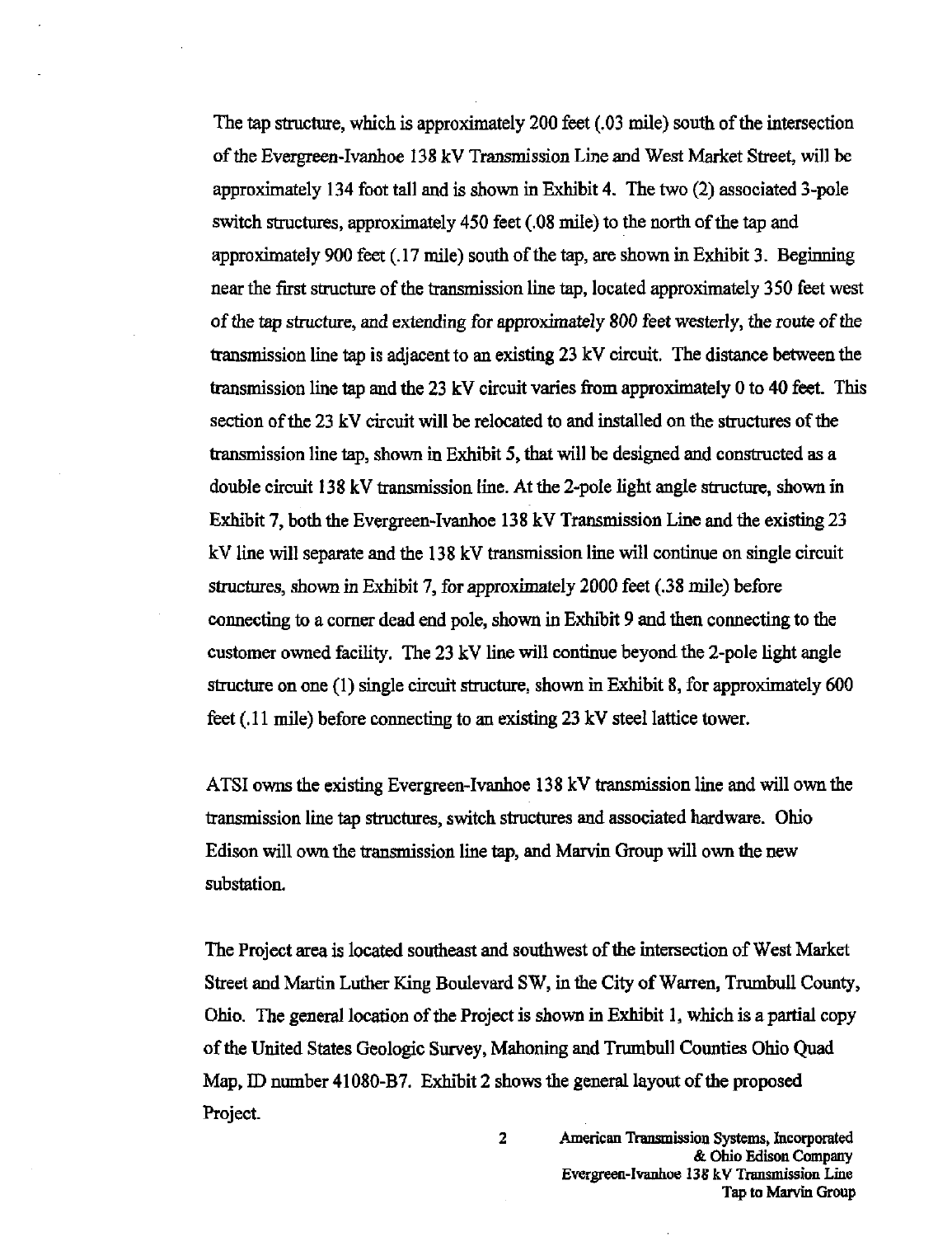The tap structure, which is approximately 200 feet (.03 mile) south of the intersection of the Evergreen-Ivanhoe 138 kV Transmission Line and West Market Street, will be approximately 134 foot tall and is shown in Exhibit 4. The two (2) associated 3-pole switch structures, approximately 450 feet (.08 mile) to the north of the tap and approximately 900 feet (.17 mile) south of the tap, are shown in Exhibit 3. Beginning near the first structure of the transmission line tap, located approximately 350 feet west of the tap structure, and extending for approximately 800 feet westerly, the route of the transmission line tap is adjacent to an existing 23 kV circuit. The distance between the transmission line tap and the 23 kV circuit varies from approximately 0 to 40 feet. This section of the 23 kV circuit will be relocated to and installed on the structures of the transmission line tap, shown in Exhibit 5, that will be designed and constructed as a double circuit 138 kV transmission line. At the 2-pole light angle structure, shown in Exhibit 7, both the Evergreen-Ivanhoe 138 kV Transmission Line and the existing 23 kV line will separate and the 138 kV transmission line will continue on single circuit structures, shown in Exhibit 7, for approximately 2000 feet (.38 mile) before connecting to a corner dead end pole, shown in Exhibit 9 and then connecting to the customer owned facility. The 23 kV line will continue beyond the 2-pole light angle structure on one (1) single circuit structure, shown in Exhibit 8, for approximately 600 feet (.11 mile) before connecting to an existing 23 kV steel lattice tower.

ATSI owns the existing Evergreen-Ivanhoe 138 kV transmission line and will own the transmission line tap structures, switch structures and associated hardware. Ohio Edison will own the transmission line tap, and Marvin Group will own the new substation.

The Project area is located southeast and southwest of the intersection of West Market Street and Martin Luther King Boulevard SW, in the City of Warren, Trumbull County, Ohio. The general location of the Project is shown in Exhibit 1, which is a partial copy of the United States Geologic Survey, Mahoning and Trumbull Counties Ohio Quad Map, ID number 41080-B7. Exhibit 2 shows the general layout of the proposed Project.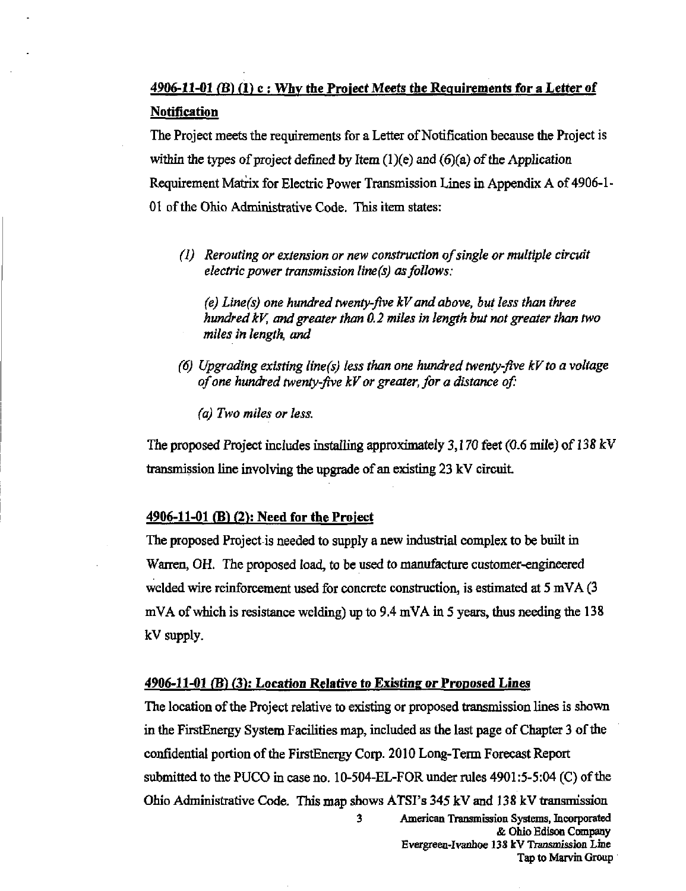**4906-11-01 (B) (1) c : Why the Project Meets the Requirements for a Letter of Notification**

The Project meets the requirements for a Letter of Notification because the Project is within the types of project defined by Item (1)(e) and (6)(a) of the Application Requirement Matrix for Electric Power Transmission Lines in Appendix A of 4906-1-01 of the Ohio Administrative Code. This item states:

> *(1) Rerouting or extension or new construction of single or multiple circuit electric power transmission line(s) as follows:*
>
> *(e) Line(s) one hundred twenty-five kV and above, but less than three hundred kV, and greater than 0.2 miles in length but not greater than two miles in length, and*
>
> *(6) Upgrading existing line(s) less than one hundred twenty-five kV to a voltage of one hundred twenty-five kV or greater, for a distance of:*
>
> *(a) Two miles or less.*

The proposed Project includes installing approximately 3,170 feet (0.6 mile) of 138 kV transmission line involving the upgrade of an existing 23 kV circuit.

**4906-11-01 (B) (2): Need for the Project**

The proposed Project is needed to supply a new industrial complex to be built in Warren, OH. The proposed load, to be used to manufacture customer-engineered welded wire reinforcement used for concrete construction, is estimated at 5 mVA (3 mVA of which is resistance welding) up to 9.4 mVA in 5 years, thus needing the 138 kV supply.

**4906-11-01 (B) (3): Location Relative to Existing or Proposed Lines**

The location of the Project relative to existing or proposed transmission lines is shown in the FirstEnergy System Facilities map, included as the last page of Chapter 3 of the confidential portion of the FirstEnergy Corp. 2010 Long-Term Forecast Report submitted to the PUCO in case no. 10-504-EL-FOR under rules 4901:5-5:04 (C) of the Ohio Administrative Code. This map shows ATSI's 345 kV and 138 kV transmission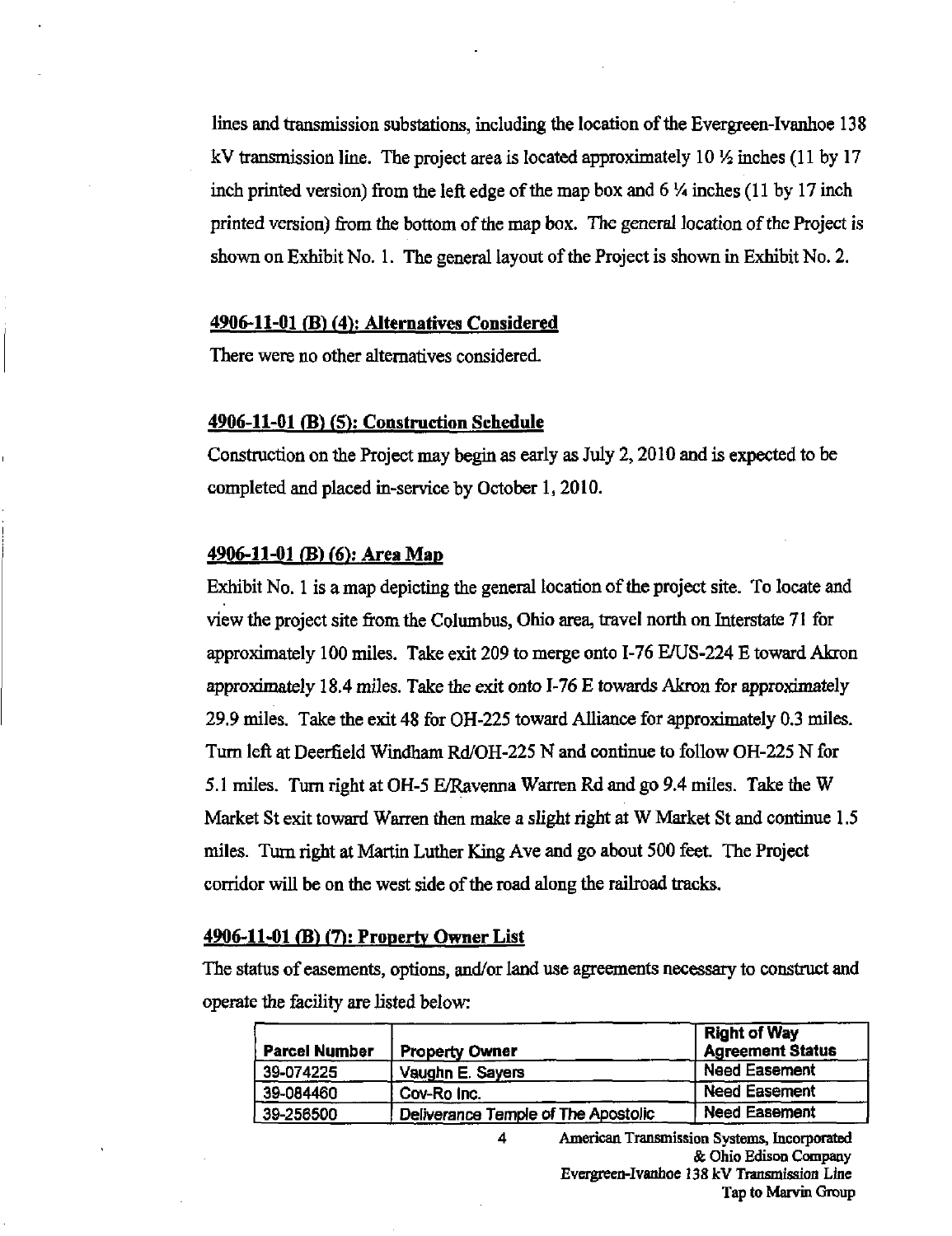lines and transmission substations, including the location of the Evergreen-Ivanhoe 138 kV transmission line. The project area is located approximately 10 ½ inches (11 by 17 inch printed version) from the left edge of the map box and 6 ¼ inches (11 by 17 inch printed version) from the bottom of the map box. The general location of the Project is shown on Exhibit No. 1. The general layout of the Project is shown in Exhibit No. 2.

## 4906-11-01 (B) (4): Alternatives Considered

There were no other alternatives considered.

## 4906-11-01 (B) (5): Construction Schedule

Construction on the Project may begin as early as July 2, 2010 and is expected to be completed and placed in-service by October 1, 2010.

## 4906-11-01 (B) (6): Area Map

Exhibit No. 1 is a map depicting the general location of the project site. To locate and view the project site from the Columbus, Ohio area, travel north on Interstate 71 for approximately 100 miles. Take exit 209 to merge onto I-76 E/US-224 E toward Akron approximately 18.4 miles. Take the exit onto I-76 E towards Akron for approximately 29.9 miles. Take the exit 48 for OH-225 toward Alliance for approximately 0.3 miles. Turn left at Deerfield Windham Rd/OH-225 N and continue to follow OH-225 N for 5.1 miles. Turn right at OH-5 E/Ravenna Warren Rd and go 9.4 miles. Take the W Market St exit toward Warren then make a slight right at W Market St and continue 1.5 miles. Turn right at Martin Luther King Ave and go about 500 feet. The Project corridor will be on the west side of the road along the railroad tracks.

## 4906-11-01 (B) (7): Property Owner List

The status of easements, options, and/or land use agreements necessary to construct and operate the facility are listed below:

| Parcel Number | Property Owner | Right of Way Agreement Status |
|---|---|---|
| 39-074225 | Vaughn E. Sayers | Need Easement |
| 39-084460 | Cov-Ro Inc. | Need Easement |
| 39-256500 | Deliverance Temple of The Apostolic | Need Easement |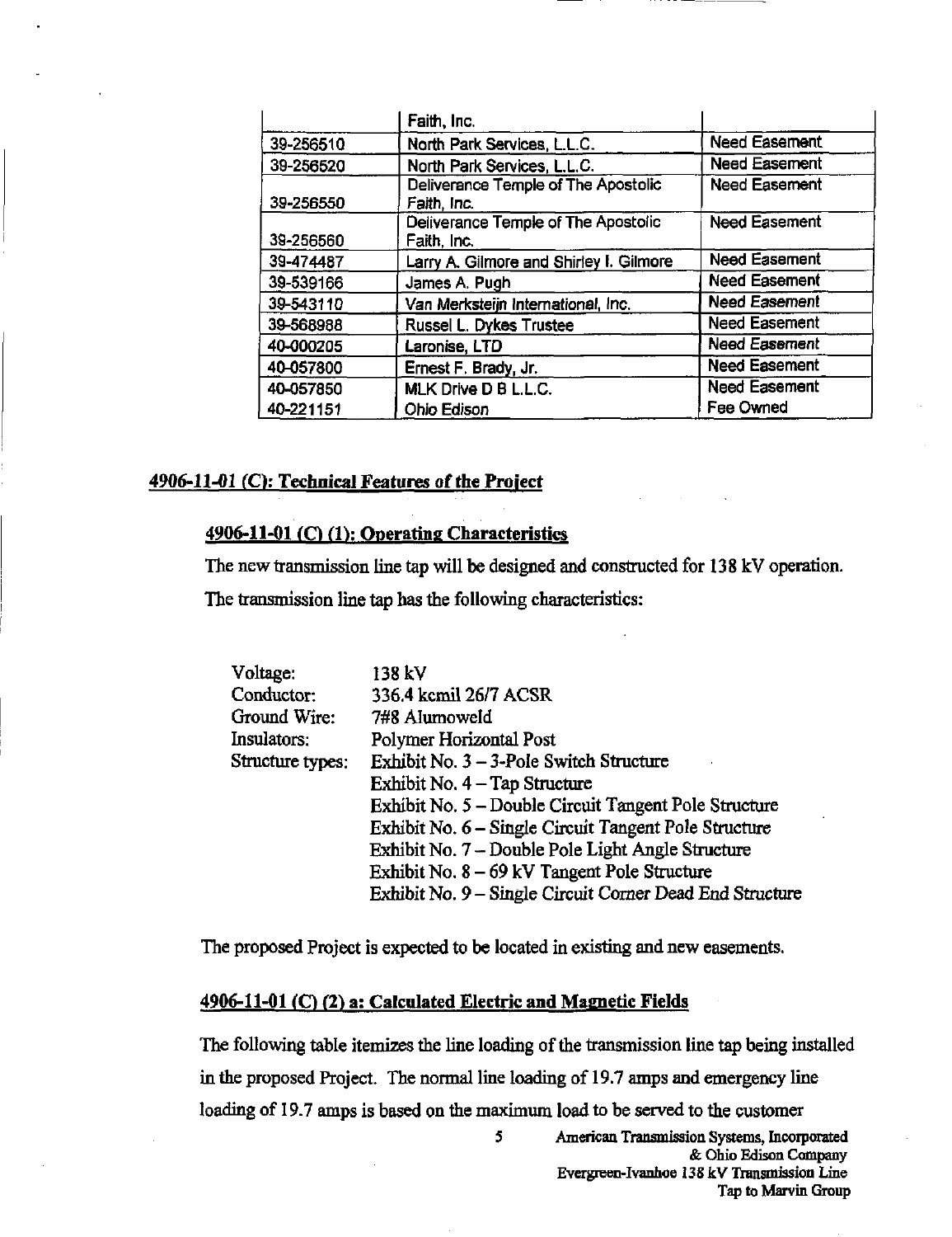|  | Faith, Inc. |  |
| --- | --- | --- |
| 39-256510 | North Park Services, L.L.C. | Need Easement |
| 39-256520 | North Park Services, L.L.C. | Need Easement |
| 39-256550 | Deliverance Temple of The Apostolic Faith, Inc. | Need Easement |
| 39-256560 | Deliverance Temple of The Apostolic Faith, Inc. | Need Easement |
| 39-474487 | Larry A. Gilmore and Shirley I. Gilmore | Need Easement |
| 39-539166 | James A. Pugh | Need Easement |
| 39-543110 | Van Merksteijn International, Inc. | Need Easement |
| 39-568988 | Russel L. Dykes Trustee | Need Easement |
| 40-000205 | Laronise, LTD | Need Easement |
| 40-057800 | Ernest F. Brady, Jr. | Need Easement |
| 40-057850 | MLK Drive D B L.L.C. | Need Easement |
| 40-221151 | Ohio Edison | Fee Owned |

## 4906-11-01 (C): Technical Features of the Project

### 4906-11-01 (C) (1): Operating Characteristics

The new transmission line tap will be designed and constructed for 138 kV operation. The transmission line tap has the following characteristics:

| | |
| --- | --- |
| Voltage: | 138 kV |
| Conductor: | 336.4 kcmil 26/7 ACSR |
| Ground Wire: | 7#8 Alumoweld |
| Insulators: | Polymer Horizontal Post |
| Structure types: | Exhibit No. 3 – 3-Pole Switch Structure |
| | Exhibit No. 4 – Tap Structure |
| | Exhibit No. 5 – Double Circuit Tangent Pole Structure |
| | Exhibit No. 6 – Single Circuit Tangent Pole Structure |
| | Exhibit No. 7 – Double Pole Light Angle Structure |
| | Exhibit No. 8 – 69 kV Tangent Pole Structure |
| | Exhibit No. 9 – Single Circuit Corner Dead End Structure |

The proposed Project is expected to be located in existing and new easements.

### 4906-11-01 (C) (2) a: Calculated Electric and Magnetic Fields

The following table itemizes the line loading of the transmission line tap being installed in the proposed Project. The normal line loading of 19.7 amps and emergency line loading of 19.7 amps is based on the maximum load to be served to the customer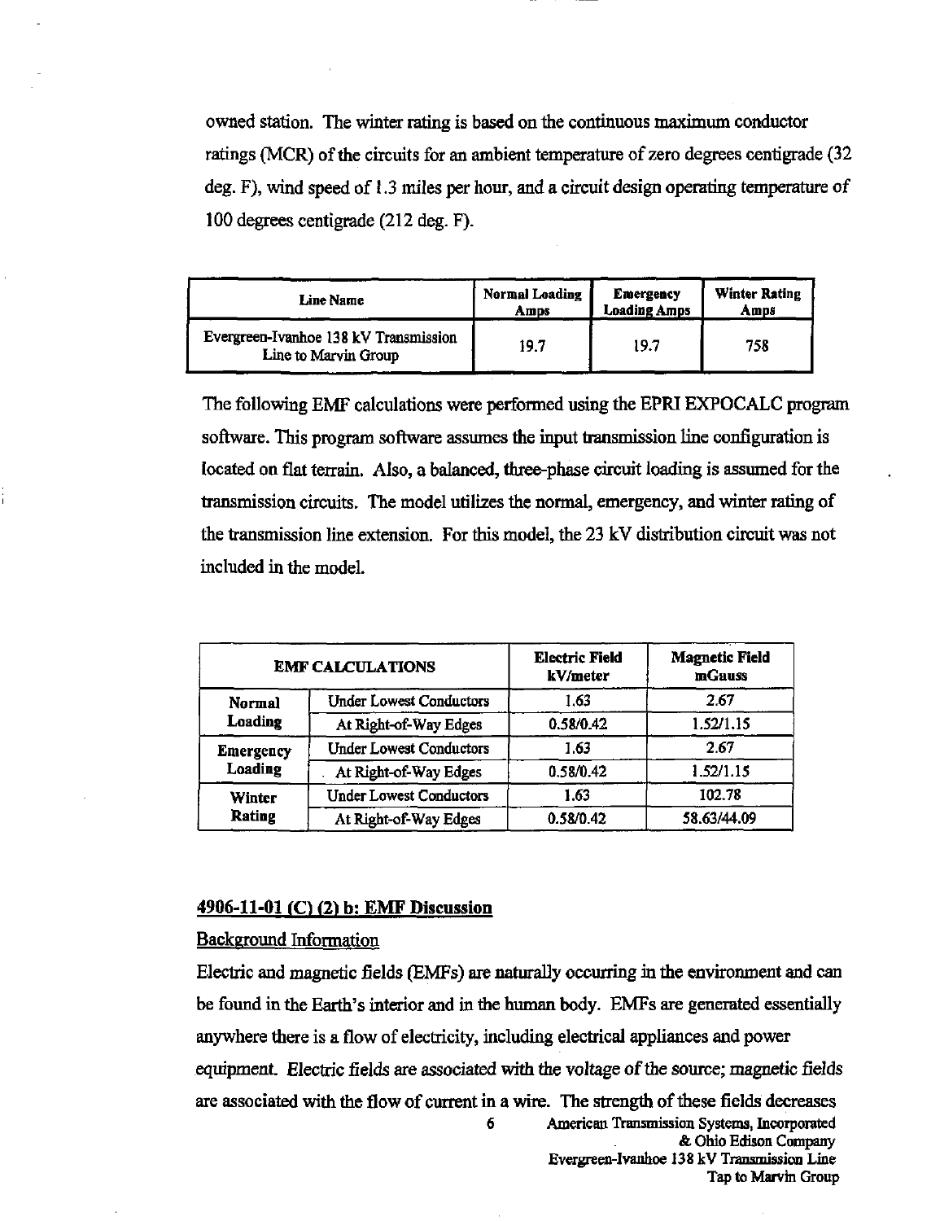owned station. The winter rating is based on the continuous maximum conductor ratings (MCR) of the circuits for an ambient temperature of zero degrees centigrade (32 deg. F), wind speed of 1.3 miles per hour, and a circuit design operating temperature of 100 degrees centigrade (212 deg. F).

| Line Name | Normal Loading Amps | Emergency Loading Amps | Winter Rating Amps |
|---|---|---|---|
| Evergreen-Ivanhoe 138 kV Transmission Line to Marvin Group | 19.7 | 19.7 | 758 |

The following EMF calculations were performed using the EPRI EXPOCALC program software. This program software assumes the input transmission line configuration is located on flat terrain. Also, a balanced, three-phase circuit loading is assumed for the transmission circuits. The model utilizes the normal, emergency, and winter rating of the transmission line extension. For this model, the 23 kV distribution circuit was not included in the model.

| EMF CALCULATIONS | | Electric Field kV/meter | Magnetic Field mGauss |
|---|---|---|---|
| Normal Loading | Under Lowest Conductors | 1.63 | 2.67 |
| | At Right-of-Way Edges | 0.58/0.42 | 1.52/1.15 |
| Emergency Loading | Under Lowest Conductors | 1.63 | 2.67 |
| | At Right-of-Way Edges | 0.58/0.42 | 1.52/1.15 |
| Winter Rating | Under Lowest Conductors | 1.63 | 102.78 |
| | At Right-of-Way Edges | 0.58/0.42 | 58.63/44.09 |

## 4906-11-01 (C) (2) b: EMF Discussion

Background Information

Electric and magnetic fields (EMFs) are naturally occurring in the environment and can be found in the Earth's interior and in the human body. EMFs are generated essentially anywhere there is a flow of electricity, including electrical appliances and power equipment. Electric fields are associated with the voltage of the source; magnetic fields are associated with the flow of current in a wire. The strength of these fields decreases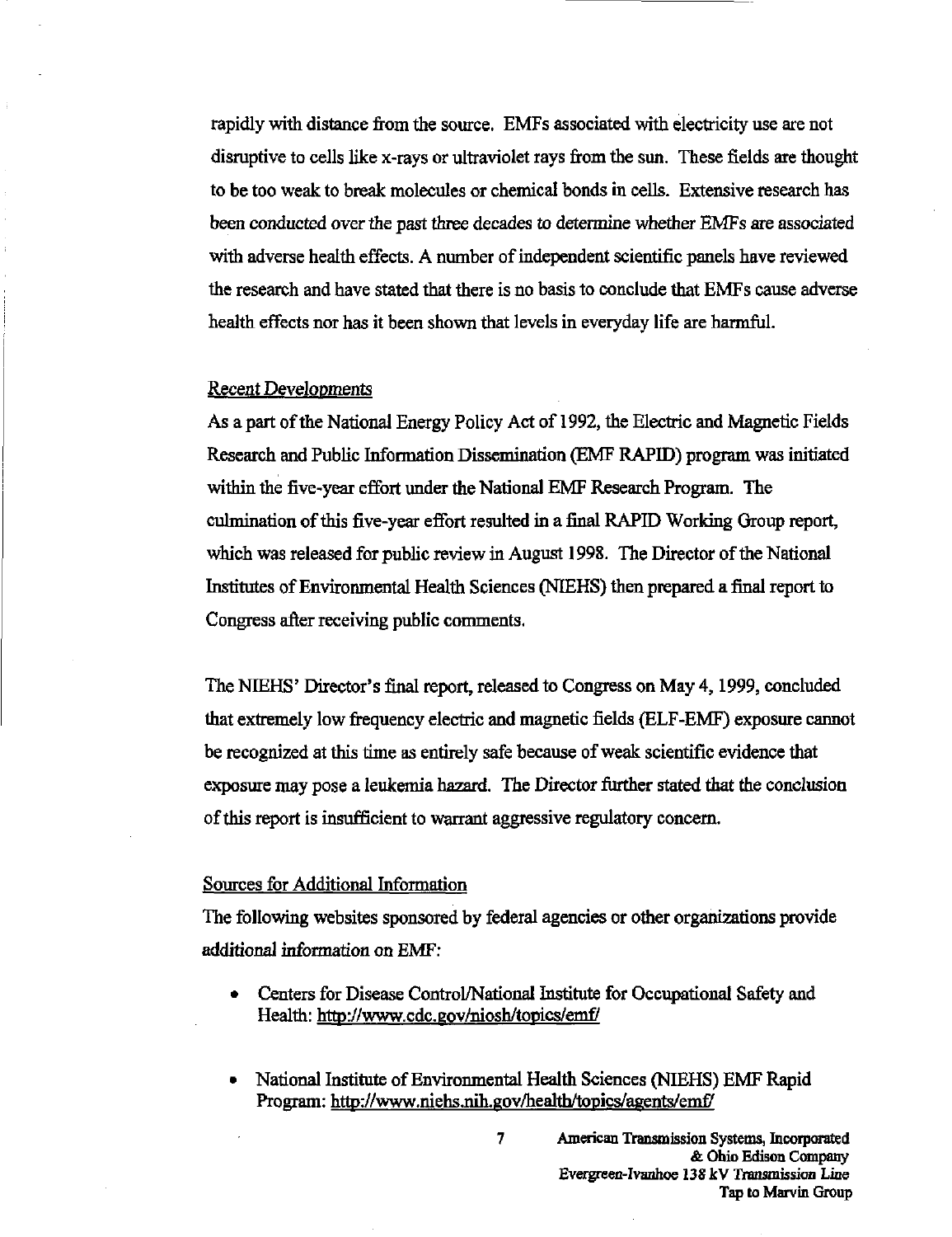rapidly with distance from the source. EMFs associated with electricity use are not disruptive to cells like x-rays or ultraviolet rays from the sun. These fields are thought to be too weak to break molecules or chemical bonds in cells. Extensive research has been conducted over the past three decades to determine whether EMFs are associated with adverse health effects. A number of independent scientific panels have reviewed the research and have stated that there is no basis to conclude that EMFs cause adverse health effects nor has it been shown that levels in everyday life are harmful.

Recent Developments

As a part of the National Energy Policy Act of 1992, the Electric and Magnetic Fields Research and Public Information Dissemination (EMF RAPID) program was initiated within the five-year effort under the National EMF Research Program. The culmination of this five-year effort resulted in a final RAPID Working Group report, which was released for public review in August 1998. The Director of the National Institutes of Environmental Health Sciences (NIEHS) then prepared a final report to Congress after receiving public comments.

The NIEHS' Director's final report, released to Congress on May 4, 1999, concluded that extremely low frequency electric and magnetic fields (ELF-EMF) exposure cannot be recognized at this time as entirely safe because of weak scientific evidence that exposure may pose a leukemia hazard. The Director further stated that the conclusion of this report is insufficient to warrant aggressive regulatory concern.

Sources for Additional Information

The following websites sponsored by federal agencies or other organizations provide additional information on EMF:

- Centers for Disease Control/National Institute for Occupational Safety and Health: http://www.cdc.gov/niosh/topics/emf/

- National Institute of Environmental Health Sciences (NIEHS) EMF Rapid Program: http://www.niehs.nih.gov/health/topics/agents/emf/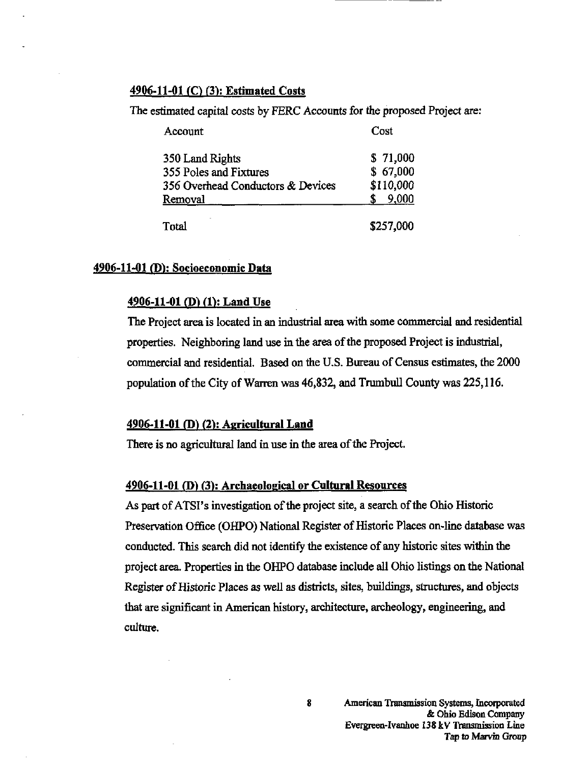### 4906-11-01 (C) (3): Estimated Costs

The estimated capital costs by FERC Accounts for the proposed Project are:

| Account | Cost |
|---|---|
| 350 Land Rights | $ 71,000 |
| 355 Poles and Fixtures | $ 67,000 |
| 356 Overhead Conductors & Devices | $110,000 |
| Removal | $ 9,000 |
| Total | $257,000 |

## 4906-11-01 (D): Socioeconomic Data

### 4906-11-01 (D) (1): Land Use

The Project area is located in an industrial area with some commercial and residential properties. Neighboring land use in the area of the proposed Project is industrial, commercial and residential. Based on the U.S. Bureau of Census estimates, the 2000 population of the City of Warren was 46,832, and Trumbull County was 225,116.

### 4906-11-01 (D) (2): Agricultural Land

There is no agricultural land in use in the area of the Project.

### 4906-11-01 (D) (3): Archaeological or Cultural Resources

As part of ATSI's investigation of the project site, a search of the Ohio Historic Preservation Office (OHPO) National Register of Historic Places on-line database was conducted. This search did not identify the existence of any historic sites within the project area. Properties in the OHPO database include all Ohio listings on the National Register of Historic Places as well as districts, sites, buildings, structures, and objects that are significant in American history, architecture, archeology, engineering, and culture.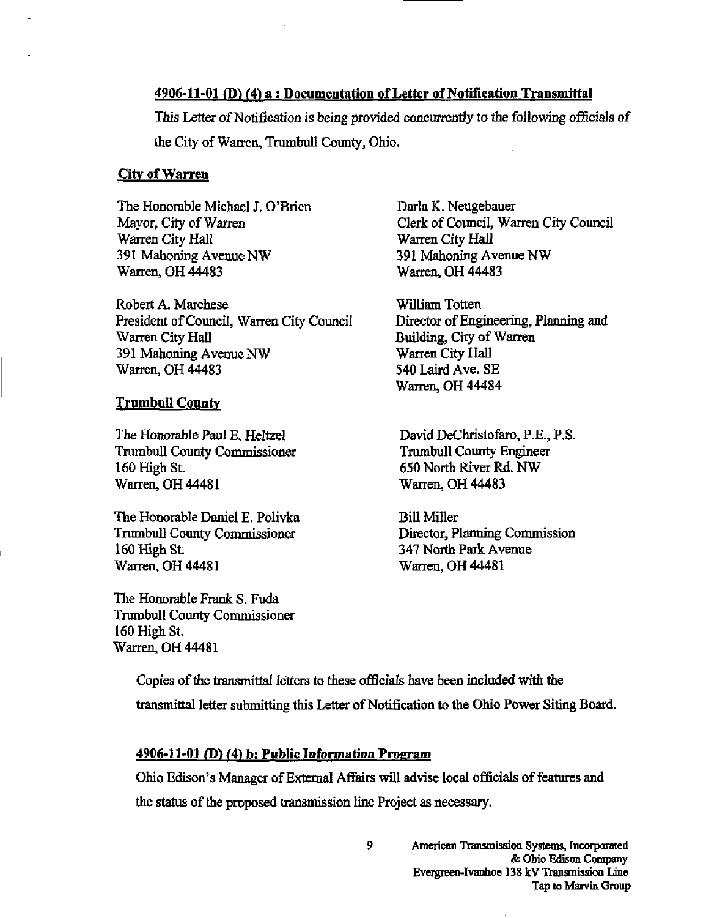**4906-11-01 (D) (4) a : Documentation of Letter of Notification Transmittal**

This Letter of Notification is being provided concurrently to the following officials of the City of Warren, Trumbull County, Ohio.

**City of Warren**

The Honorable Michael J. O'Brien
Mayor, City of Warren
Warren City Hall
391 Mahoning Avenue NW
Warren, OH 44483

Darla K. Neugebauer
Clerk of Council, Warren City Council
Warren City Hall
391 Mahoning Avenue NW
Warren, OH 44483

Robert A. Marchese
President of Council, Warren City Council
Warren City Hall
391 Mahoning Avenue NW
Warren, OH 44483

William Totten
Director of Engineering, Planning and Building, City of Warren
Warren City Hall
540 Laird Ave. SE
Warren, OH 44484

**Trumbull County**

The Honorable Paul E. Heltzel
Trumbull County Commissioner
160 High St.
Warren, OH 44481

David DeChristofaro, P.E., P.S.
Trumbull County Engineer
650 North River Rd. NW
Warren, OH 44483

The Honorable Daniel E. Polivka
Trumbull County Commissioner
160 High St.
Warren, OH 44481

Bill Miller
Director, Planning Commission
347 North Park Avenue
Warren, OH 44481

The Honorable Frank S. Fuda
Trumbull County Commissioner
160 High St.
Warren, OH 44481

Copies of the transmittal letters to these officials have been included with the transmittal letter submitting this Letter of Notification to the Ohio Power Siting Board.

**4906-11-01 (D) (4) b: Public Information Program**

Ohio Edison's Manager of External Affairs will advise local officials of features and the status of the proposed transmission line Project as necessary.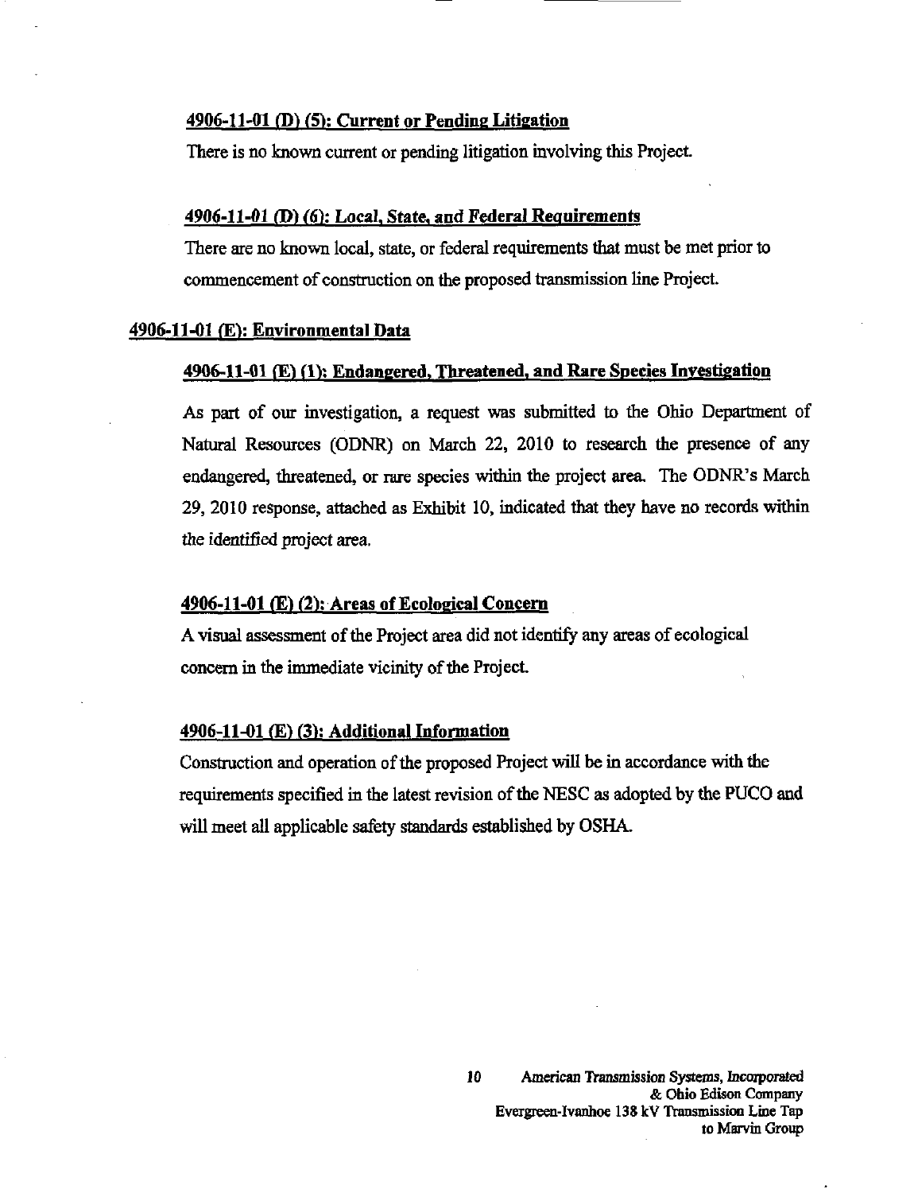#### 4906-11-01 (D) (5): Current or Pending Litigation

There is no known current or pending litigation involving this Project.

#### 4906-11-01 (D) (6): Local, State, and Federal Requirements

There are no known local, state, or federal requirements that must be met prior to commencement of construction on the proposed transmission line Project.

### 4906-11-01 (E): Environmental Data

#### 4906-11-01 (E) (1): Endangered, Threatened, and Rare Species Investigation

As part of our investigation, a request was submitted to the Ohio Department of Natural Resources (ODNR) on March 22, 2010 to research the presence of any endangered, threatened, or rare species within the project area. The ODNR's March 29, 2010 response, attached as Exhibit 10, indicated that they have no records within the identified project area.

#### 4906-11-01 (E) (2): Areas of Ecological Concern

A visual assessment of the Project area did not identify any areas of ecological concern in the immediate vicinity of the Project.

#### 4906-11-01 (E) (3): Additional Information

Construction and operation of the proposed Project will be in accordance with the requirements specified in the latest revision of the NESC as adopted by the PUCO and will meet all applicable safety standards established by OSHA.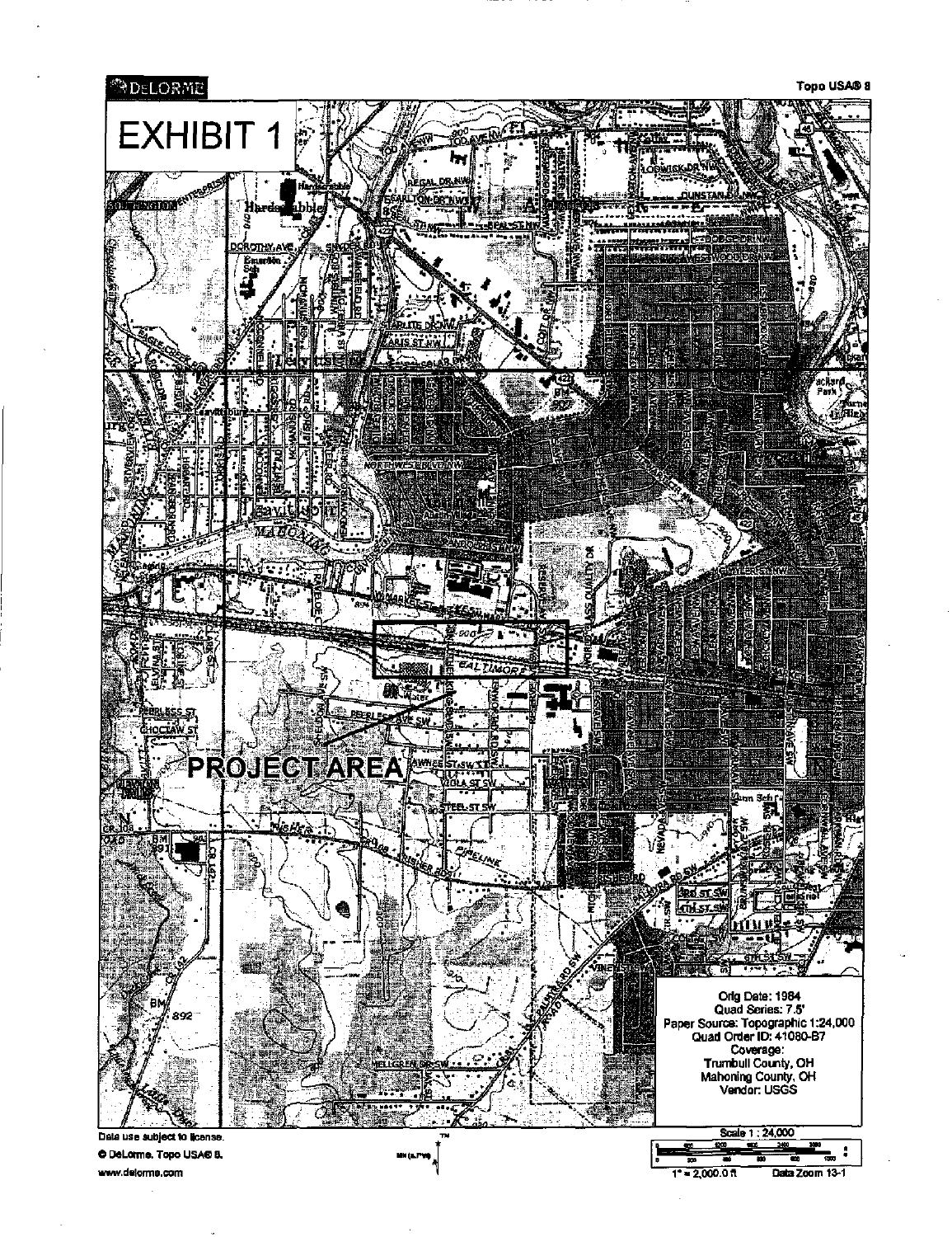DeLORME

Topo USA® 8

# EXHIBIT 1

PROJECT AREA

Orig Date: 1984
Quad Series: 7.5'
Paper Source: Topographic 1:24,000
Quad Order ID: 41080-B7
Coverage:
Trumbull County, OH
Mahoning County, OH
Vendor: USGS

Data use subject to license.
© DeLorme. Topo USA® 8.
www.delorme.com

Scale 1 : 24,000
1" = 2,000.0 ft
Data Zoom 13-1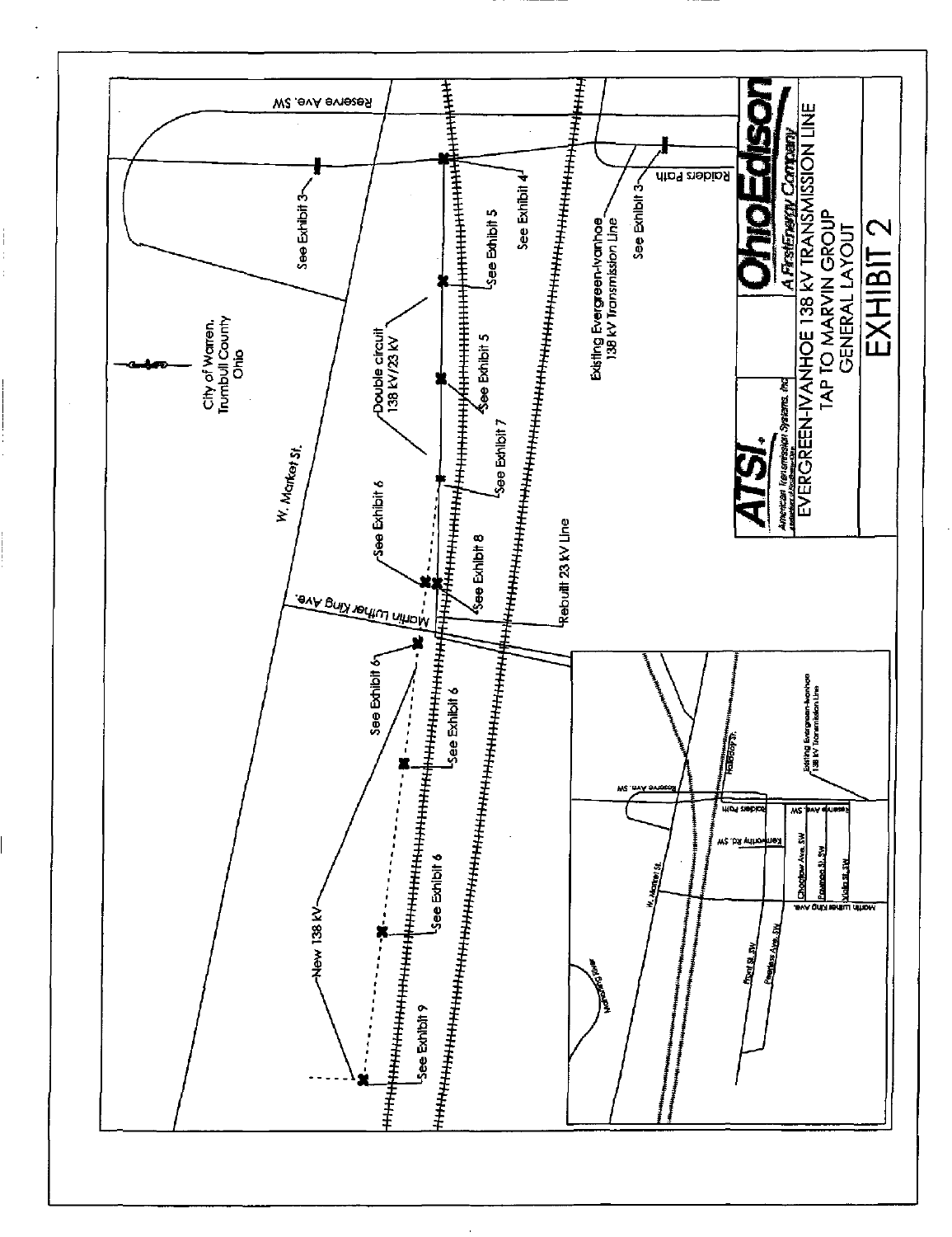City of Warren, Trumbull County Ohio

W. Market St.

Reserve Ave. SW

Raiders Path

Martin Luther King Ave.

See Exhibit 3

See Exhibit 3

See Exhibit 4

See Exhibit 5

See Exhibit 5

See Exhibit 6

See Exhibit 6

See Exhibit 6

See Exhibit 6

See Exhibit 7

See Exhibit 8

See Exhibit 9

Double circuit 138 kV/23 kV

Existing Evergreen-Ivanhoe 138 kV Transmission Line

Rebuilt 23 kV Line

New 138 kV

Mahoning River

W. Market St.

Halsey St.

Raiders Path

Reserve Ave. SW

Kenworthy Rd. SW

Chautauqua Ave. SW

Freeland St. SW

Violet St. SW

Martin Luther King Ave.

Prout St. SW

Peerless Ave. SW

Existing Evergreen-Ivanhoe 138 kV Transmission Line

**ATSI.** American Transmission Systems, Inc.

**OhioEdison** A FirstEnergy Company

EVERGREEN-IVANHOE 138 kV TRANSMISSION LINE
TAP TO MARVIN GROUP
GENERAL LAYOUT

# EXHIBIT 2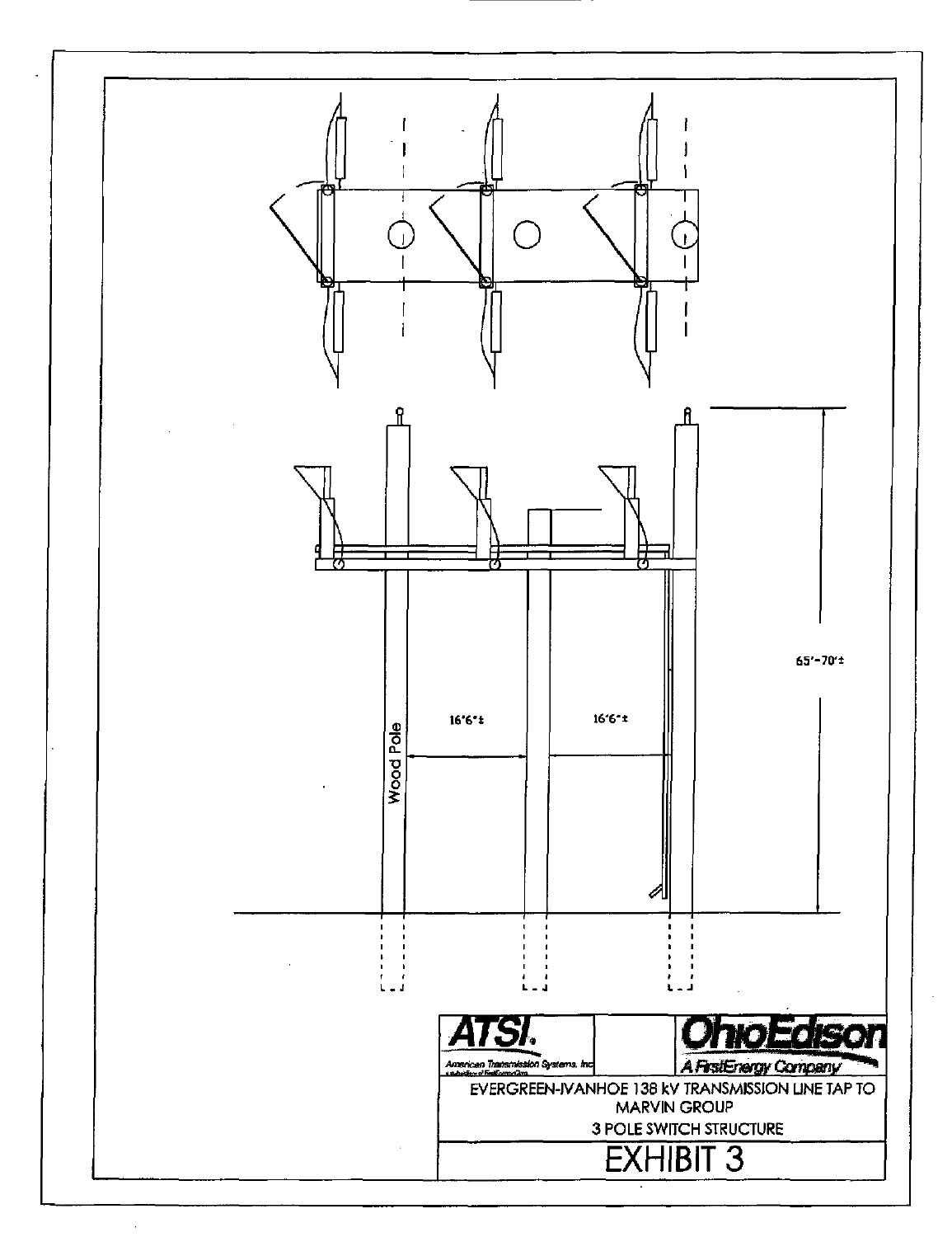Wood Pole

16'6"±

16'6"±

65'-70'±

**ATSI.**
American Transmission Systems, Inc

**OhioEdison**
A FirstEnergy Company

EVERGREEN-IVANHOE 138 kV TRANSMISSION LINE TAP TO MARVIN GROUP

3 POLE SWITCH STRUCTURE

# EXHIBIT 3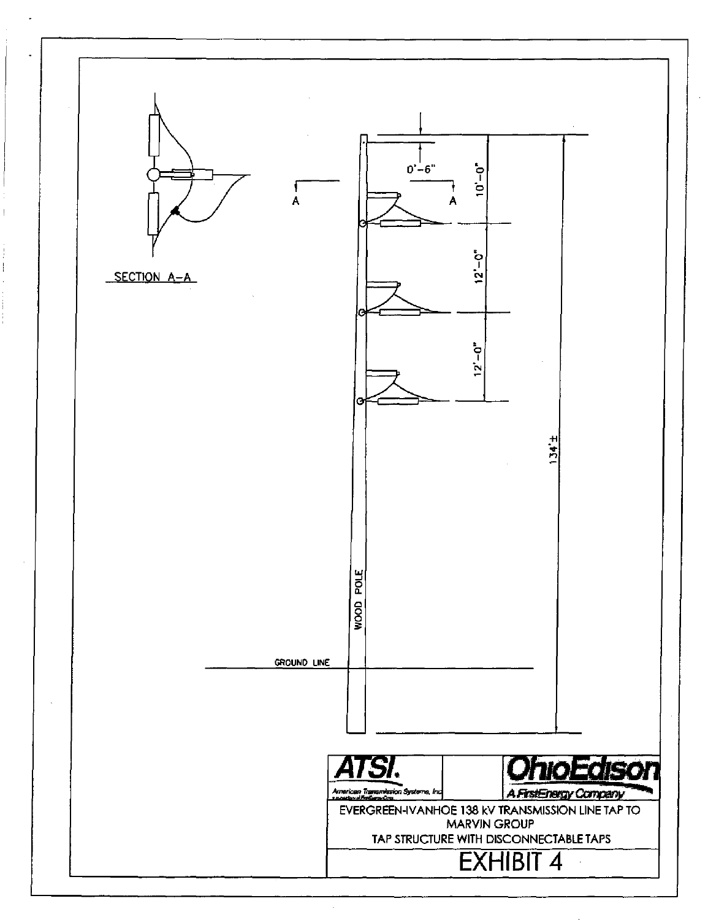SECTION A-A

A

A

0'-6"

10'-0"

12'-0"

12'-0"

134'±

WOOD POLE

GROUND LINE

**ATSI.** American Transmission Systems, Inc.

**OhioEdison** A FirstEnergy Company

EVERGREEN-IVANHOE 138 kV TRANSMISSION LINE TAP TO MARVIN GROUP

TAP STRUCTURE WITH DISCONNECTABLE TAPS

# EXHIBIT 4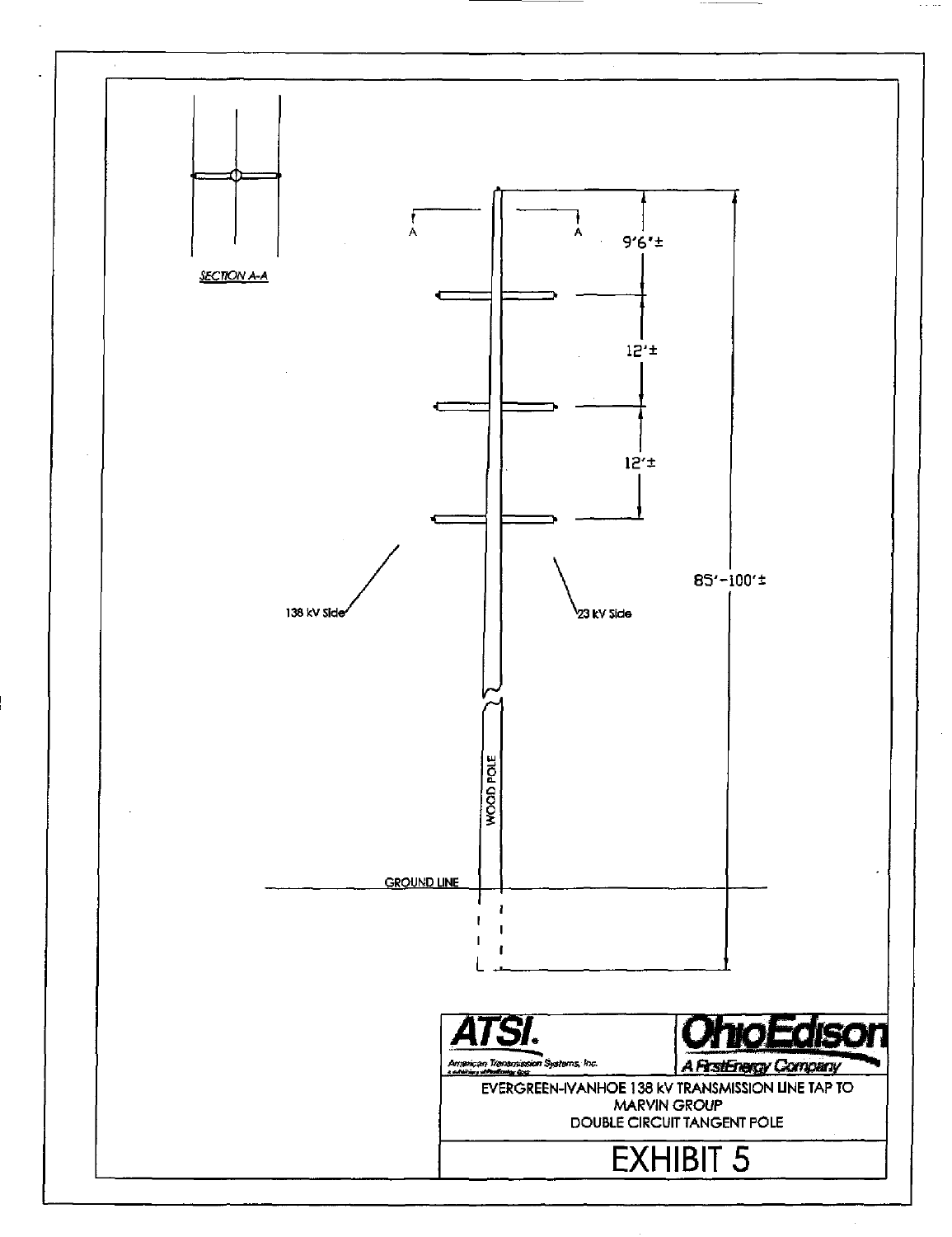SECTION A-A

A A

9'6"±

12'±

12'±

85'-100'±

138 kV Side

23 kV Side

WOOD POLE

GROUND LINE

ATSI.
American Transmission Systems, Inc.

OhioEdison
A FirstEnergy Company

EVERGREEN-IVANHOE 138 kV TRANSMISSION LINE TAP TO MARVIN GROUP
DOUBLE CIRCUIT TANGENT POLE

# EXHIBIT 5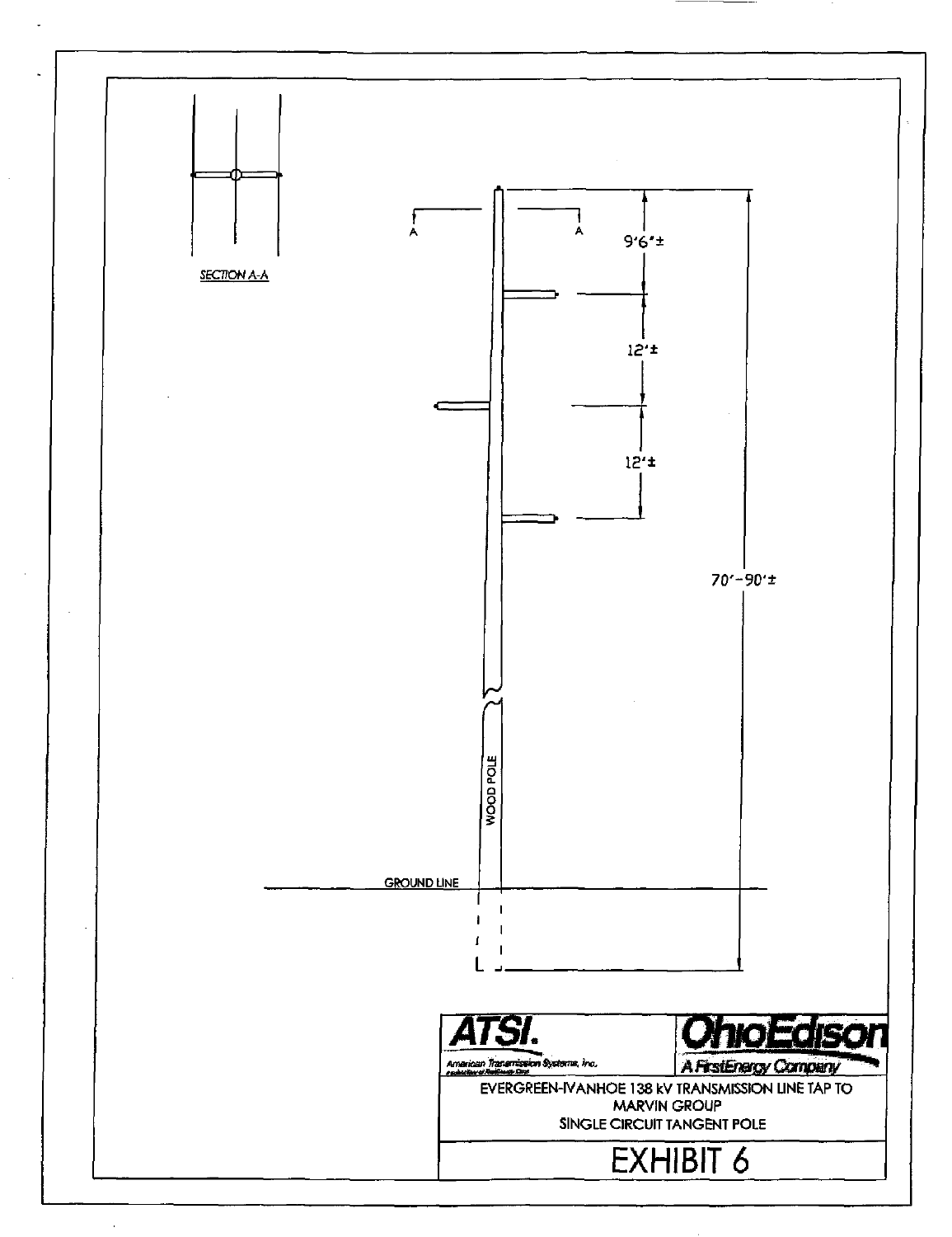SECTION A-A

A A

9'6"±

12'±

12'±

70'-90'±

WOOD POLE

GROUND LINE

**ATSI.**
American Transmission Systems, Inc.

**OhioEdison**
A FirstEnergy Company

EVERGREEN-IVANHOE 138 kV TRANSMISSION LINE TAP TO MARVIN GROUP
SINGLE CIRCUIT TANGENT POLE

# EXHIBIT 6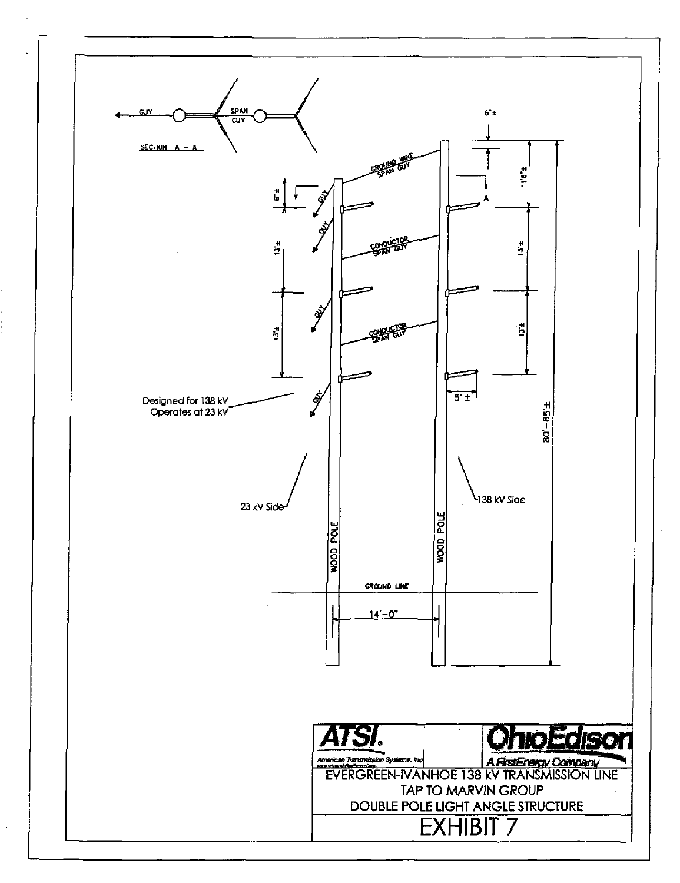GUY

SPAN GUY

SECTION A – A

6" ±

GROUND WIRE SPAN GUY

6" ±

GUY

GUY

11'6" ±

A

13' ±

CONDUCTOR SPAN GUY

13' ±

GUY

13' ±

CONDUCTOR SPAN GUY

13' ±

5' ±

Designed for 138 kV
Operates at 23 kV

GUY

80'–85' ±

23 kV Side

138 kV Side

WOOD POLE

WOOD POLE

GROUND LINE

14'–0"

ATSI. American Transmission Systems, Inc.

OhioEdison A FirstEnergy Company

EVERGREEN-IVANHOE 138 kV TRANSMISSION LINE
TAP TO MARVIN GROUP
DOUBLE POLE LIGHT ANGLE STRUCTURE

# EXHIBIT 7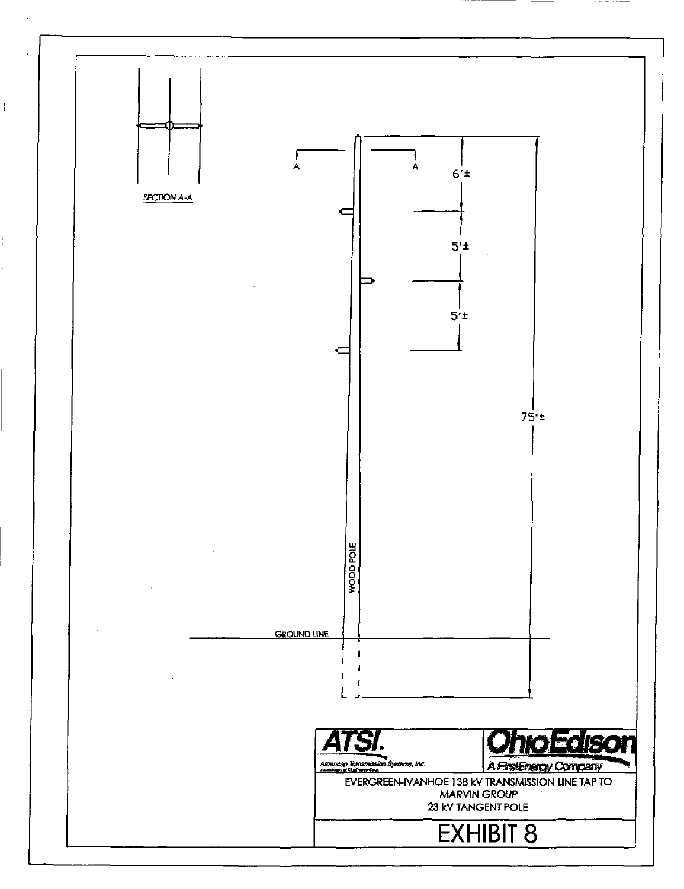SECTION A-A

A A

6'±

5'±

5'±

75'±

WOOD POLE

GROUND LINE

**ATSI.**
American Transmission Systems, Inc.

**OhioEdison**
A FirstEnergy Company

EVERGREEN-IVANHOE 138 kV TRANSMISSION LINE TAP TO MARVIN GROUP
23 kV TANGENT POLE

# EXHIBIT 8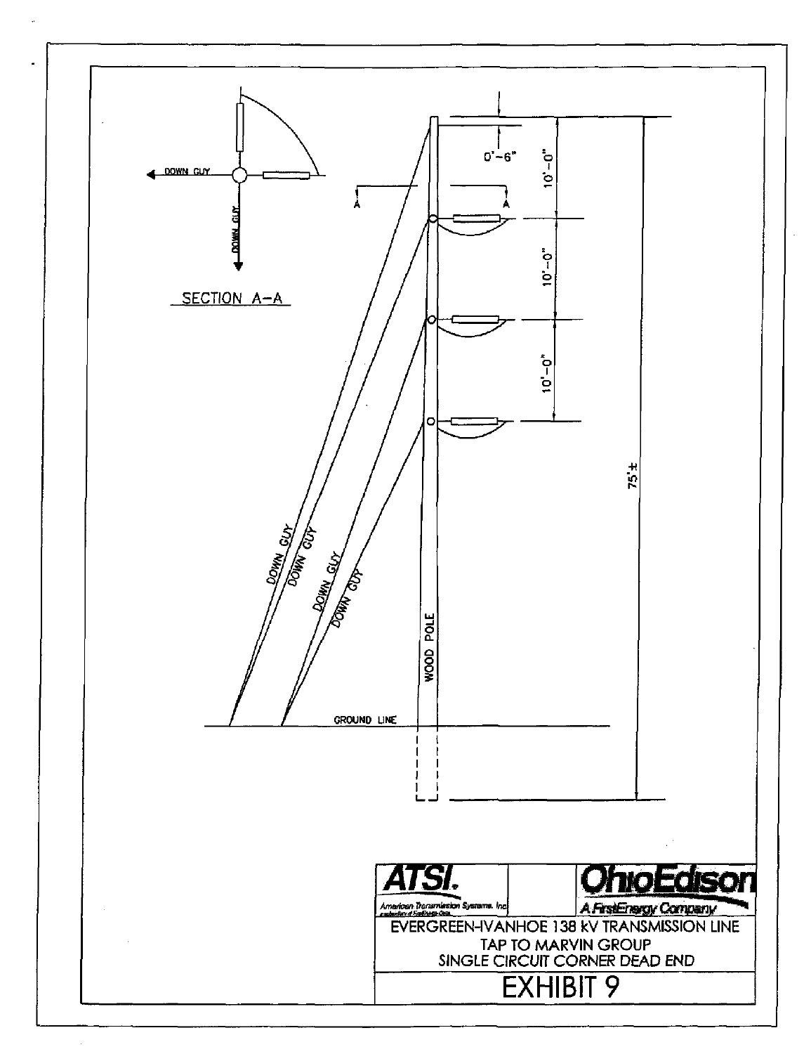SECTION A-A

DOWN GUY

DOWN GUY

0'-6"

10'-0"

10'-0"

10'-0"

75'±

A

A

DOWN GUY

DOWN GUY

DOWN GUY

DOWN GUY

WOOD POLE

GROUND LINE

**ATSI.**
American Transmission Systems, Inc.

**OhioEdison**
A FirstEnergy Company

EVERGREEN-IVANHOE 138 kV TRANSMISSION LINE
TAP TO MARVIN GROUP
SINGLE CIRCUIT CORNER DEAD END

# EXHIBIT 9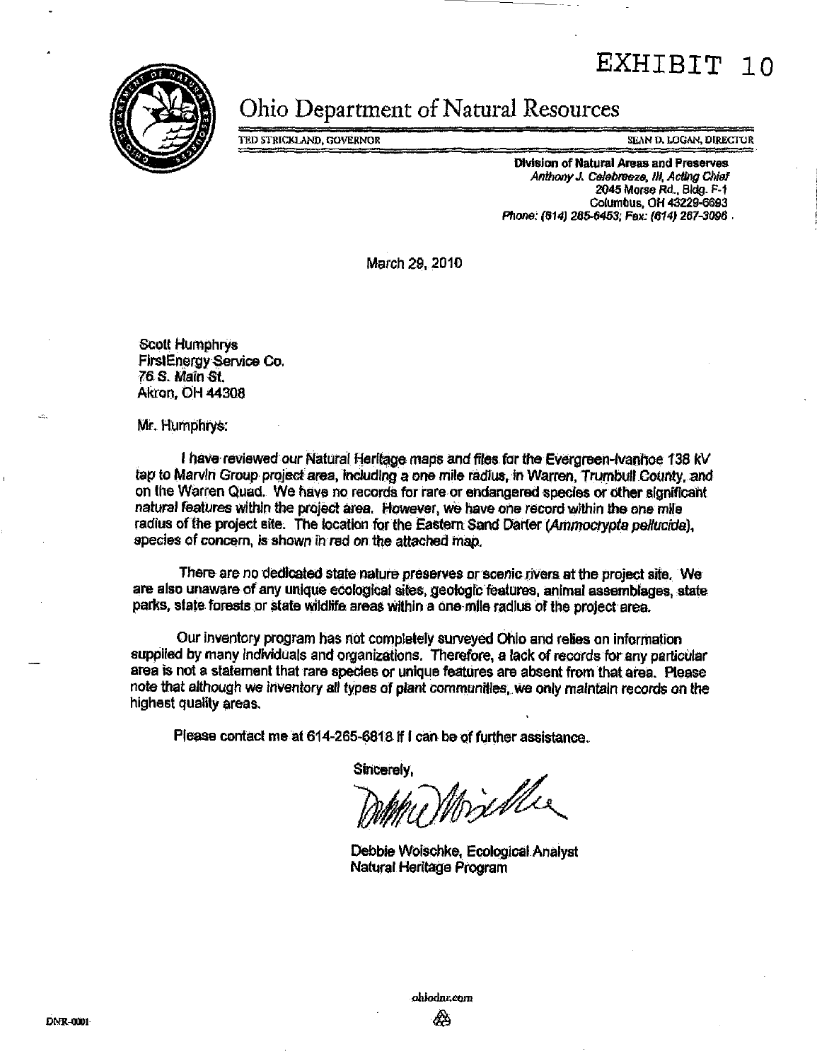# EXHIBIT 10

## Ohio Department of Natural Resources

TED STRICKLAND, GOVERNOR — SEAN D. LOGAN, DIRECTOR

**Division of Natural Areas and Preserves**
*Anthony J. Celebreeze, III, Acting Chief*
2045 Morse Rd., Bldg. F-1
Columbus, OH 43229-6693
*Phone: (614) 265-6453; Fax: (614) 267-3096*

March 29, 2010

Scott Humphrys
FirstEnergy Service Co.
76 S. Main St.
Akron, OH 44308

Mr. Humphrys:

I have reviewed our Natural Heritage maps and files for the Evergreen-Ivanhoe 138 kV tap to Marvin Group project area, including a one mile radius, in Warren, Trumbull County, and on the Warren Quad. We have no records for rare or endangered species or other significant natural features within the project area. However, we have one record within the one mile radius of the project site. The location for the Eastern Sand Darter (*Ammocrypta pellucida*), species of concern, is shown in red on the attached map.

There are no dedicated state nature preserves or scenic rivers at the project site. We are also unaware of any unique ecological sites, geologic features, animal assemblages, state parks, state forests or state wildlife areas within a one mile radius of the project area.

Our inventory program has not completely surveyed Ohio and relies on information supplied by many individuals and organizations. Therefore, a lack of records for any particular area is not a statement that rare species or unique features are absent from that area. Please note that although we inventory all types of plant communities, we only maintain records on the highest quality areas.

Please contact me at 614-265-6818 if I can be of further assistance.

Sincerely,

Debbie Woischke, Ecological Analyst
Natural Heritage Program

ohiodnr.com

DNR-0001